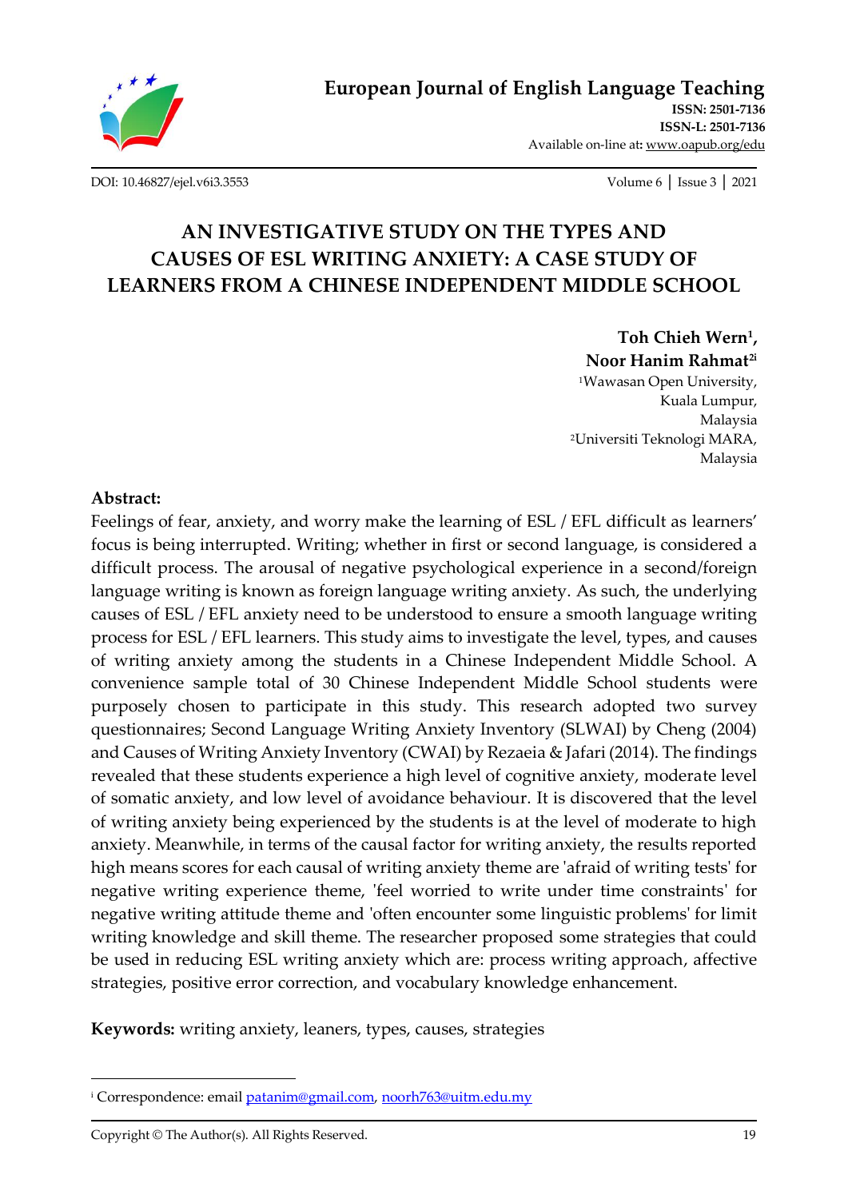# AN INVESTIGATIVE STUDY ON THE TYPES AND CAUSES OF ESL WRITING ANXIETY: A CASE STUDY OF LEARNERS FROM A CHINESE INDEPENDENT MIDDLE SCHOOL

**Toh Chieh Wern[1],**
**Noor Hanim Rahmat[2i]**

[1]Wawasan Open University, Kuala Lumpur, Malaysia

[2]Universiti Teknologi MARA, Malaysia

**Abstract:**

Feelings of fear, anxiety, and worry make the learning of ESL / EFL difficult as learners' focus is being interrupted. Writing; whether in first or second language, is considered a difficult process. The arousal of negative psychological experience in a second/foreign language writing is known as foreign language writing anxiety. As such, the underlying causes of ESL / EFL anxiety need to be understood to ensure a smooth language writing process for ESL / EFL learners. This study aims to investigate the level, types, and causes of writing anxiety among the students in a Chinese Independent Middle School. A convenience sample total of 30 Chinese Independent Middle School students were purposely chosen to participate in this study. This research adopted two survey questionnaires; Second Language Writing Anxiety Inventory (SLWAI) by Cheng (2004) and Causes of Writing Anxiety Inventory (CWAI) by Rezaeia & Jafari (2014). The findings revealed that these students experience a high level of cognitive anxiety, moderate level of somatic anxiety, and low level of avoidance behaviour. It is discovered that the level of writing anxiety being experienced by the students is at the level of moderate to high anxiety. Meanwhile, in terms of the causal factor for writing anxiety, the results reported high means scores for each causal of writing anxiety theme are 'afraid of writing tests' for negative writing experience theme, 'feel worried to write under time constraints' for negative writing attitude theme and 'often encounter some linguistic problems' for limit writing knowledge and skill theme. The researcher proposed some strategies that could be used in reducing ESL writing anxiety which are: process writing approach, affective strategies, positive error correction, and vocabulary knowledge enhancement.

**Keywords:** writing anxiety, leaners, types, causes, strategies

---

[i] Correspondence: email patanim@gmail.com, noorh763@uitm.edu.my

Copyright © The Author(s). All Rights Reserved.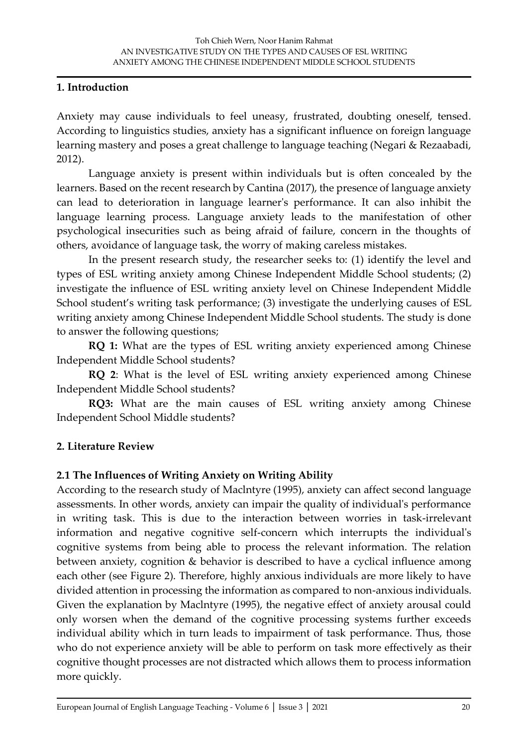## 1. Introduction

Anxiety may cause individuals to feel uneasy, frustrated, doubting oneself, tensed. According to linguistics studies, anxiety has a significant influence on foreign language learning mastery and poses a great challenge to language teaching (Negari & Rezaabadi, 2012).

Language anxiety is present within individuals but is often concealed by the learners. Based on the recent research by Cantina (2017), the presence of language anxiety can lead to deterioration in language learner's performance. It can also inhibit the language learning process. Language anxiety leads to the manifestation of other psychological insecurities such as being afraid of failure, concern in the thoughts of others, avoidance of language task, the worry of making careless mistakes.

In the present research study, the researcher seeks to: (1) identify the level and types of ESL writing anxiety among Chinese Independent Middle School students; (2) investigate the influence of ESL writing anxiety level on Chinese Independent Middle School student's writing task performance; (3) investigate the underlying causes of ESL writing anxiety among Chinese Independent Middle School students. The study is done to answer the following questions;

**RQ 1:** What are the types of ESL writing anxiety experienced among Chinese Independent Middle School students?

**RQ 2**: What is the level of ESL writing anxiety experienced among Chinese Independent Middle School students?

**RQ3:** What are the main causes of ESL writing anxiety among Chinese Independent School Middle students?

## 2. Literature Review

### 2.1 The Influences of Writing Anxiety on Writing Ability

According to the research study of Maclntyre (1995), anxiety can affect second language assessments. In other words, anxiety can impair the quality of individual's performance in writing task. This is due to the interaction between worries in task-irrelevant information and negative cognitive self-concern which interrupts the individual's cognitive systems from being able to process the relevant information. The relation between anxiety, cognition & behavior is described to have a cyclical influence among each other (see Figure 2). Therefore, highly anxious individuals are more likely to have divided attention in processing the information as compared to non-anxious individuals. Given the explanation by Maclntyre (1995), the negative effect of anxiety arousal could only worsen when the demand of the cognitive processing systems further exceeds individual ability which in turn leads to impairment of task performance. Thus, those who do not experience anxiety will be able to perform on task more effectively as their cognitive thought processes are not distracted which allows them to process information more quickly.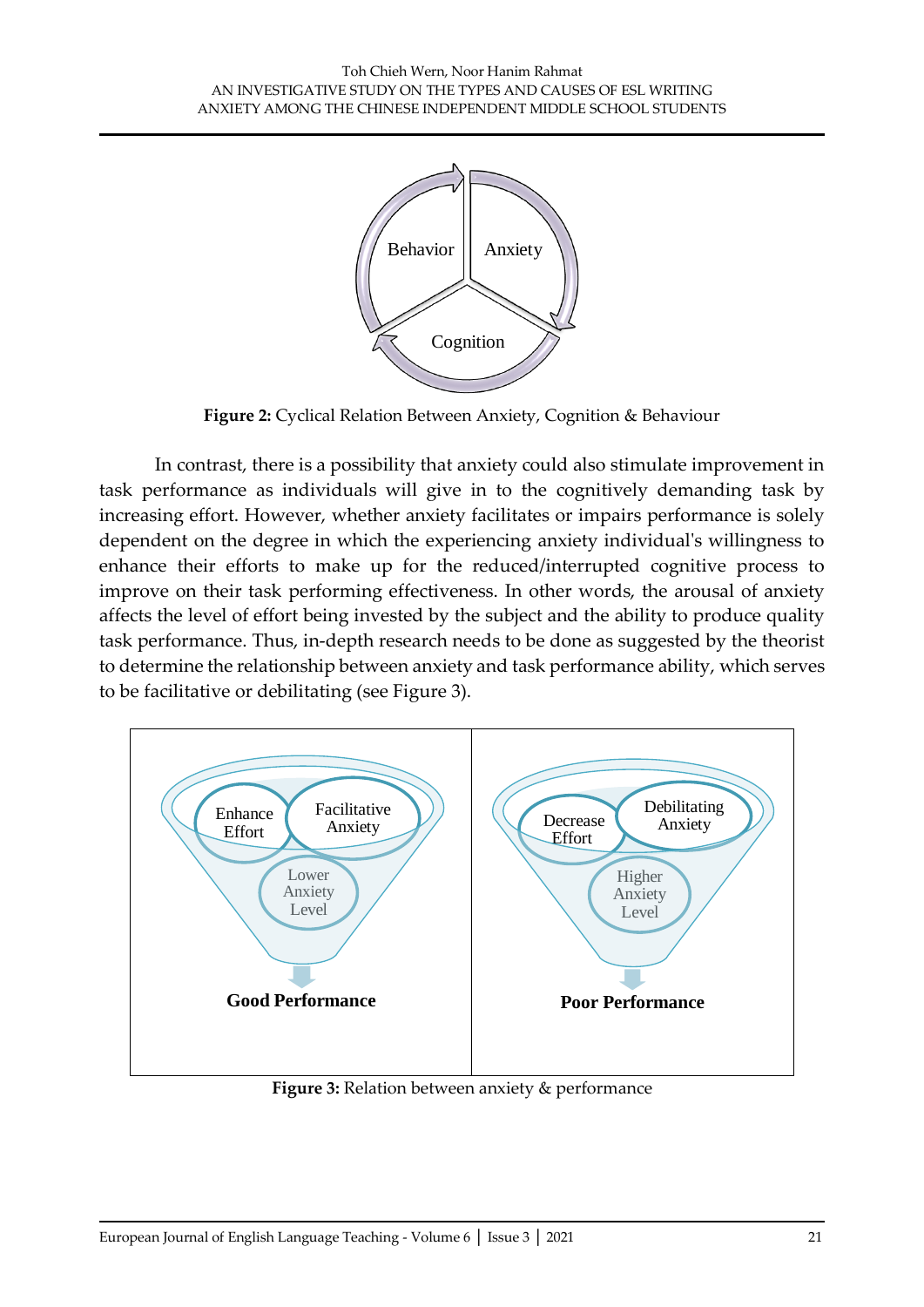**Figure 2:** Cyclical Relation Between Anxiety, Cognition & Behaviour

In contrast, there is a possibility that anxiety could also stimulate improvement in task performance as individuals will give in to the cognitively demanding task by increasing effort. However, whether anxiety facilitates or impairs performance is solely dependent on the degree in which the experiencing anxiety individual's willingness to enhance their efforts to make up for the reduced/interrupted cognitive process to improve on their task performing effectiveness. In other words, the arousal of anxiety affects the level of effort being invested by the subject and the ability to produce quality task performance. Thus, in-depth research needs to be done as suggested by the theorist to determine the relationship between anxiety and task performance ability, which serves to be facilitative or debilitating (see Figure 3).

**Figure 3:** Relation between anxiety & performance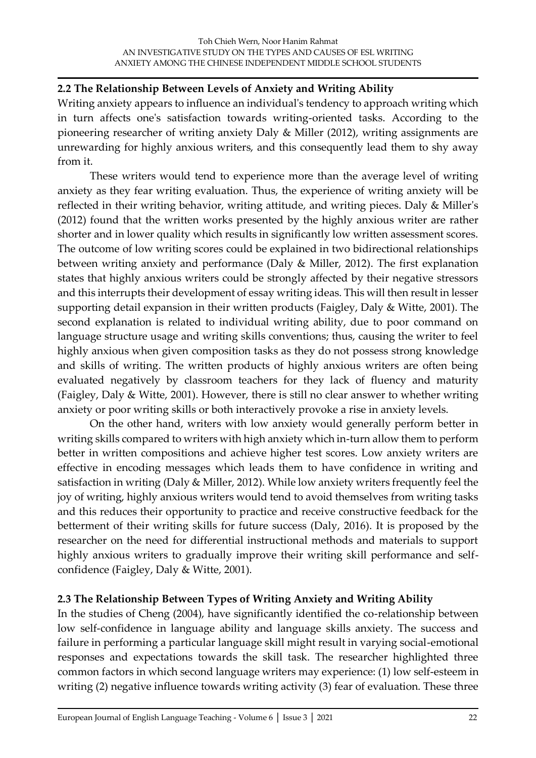### 2.2 The Relationship Between Levels of Anxiety and Writing Ability

Writing anxiety appears to influence an individual's tendency to approach writing which in turn affects one's satisfaction towards writing-oriented tasks. According to the pioneering researcher of writing anxiety Daly & Miller (2012), writing assignments are unrewarding for highly anxious writers, and this consequently lead them to shy away from it.

These writers would tend to experience more than the average level of writing anxiety as they fear writing evaluation. Thus, the experience of writing anxiety will be reflected in their writing behavior, writing attitude, and writing pieces. Daly & Miller's (2012) found that the written works presented by the highly anxious writer are rather shorter and in lower quality which results in significantly low written assessment scores. The outcome of low writing scores could be explained in two bidirectional relationships between writing anxiety and performance (Daly & Miller, 2012). The first explanation states that highly anxious writers could be strongly affected by their negative stressors and this interrupts their development of essay writing ideas. This will then result in lesser supporting detail expansion in their written products (Faigley, Daly & Witte, 2001). The second explanation is related to individual writing ability, due to poor command on language structure usage and writing skills conventions; thus, causing the writer to feel highly anxious when given composition tasks as they do not possess strong knowledge and skills of writing. The written products of highly anxious writers are often being evaluated negatively by classroom teachers for they lack of fluency and maturity (Faigley, Daly & Witte, 2001). However, there is still no clear answer to whether writing anxiety or poor writing skills or both interactively provoke a rise in anxiety levels.

On the other hand, writers with low anxiety would generally perform better in writing skills compared to writers with high anxiety which in-turn allow them to perform better in written compositions and achieve higher test scores. Low anxiety writers are effective in encoding messages which leads them to have confidence in writing and satisfaction in writing (Daly & Miller, 2012). While low anxiety writers frequently feel the joy of writing, highly anxious writers would tend to avoid themselves from writing tasks and this reduces their opportunity to practice and receive constructive feedback for the betterment of their writing skills for future success (Daly, 2016). It is proposed by the researcher on the need for differential instructional methods and materials to support highly anxious writers to gradually improve their writing skill performance and self-confidence (Faigley, Daly & Witte, 2001).

### 2.3 The Relationship Between Types of Writing Anxiety and Writing Ability

In the studies of Cheng (2004), have significantly identified the co-relationship between low self-confidence in language ability and language skills anxiety. The success and failure in performing a particular language skill might result in varying social-emotional responses and expectations towards the skill task. The researcher highlighted three common factors in which second language writers may experience: (1) low self-esteem in writing (2) negative influence towards writing activity (3) fear of evaluation. These three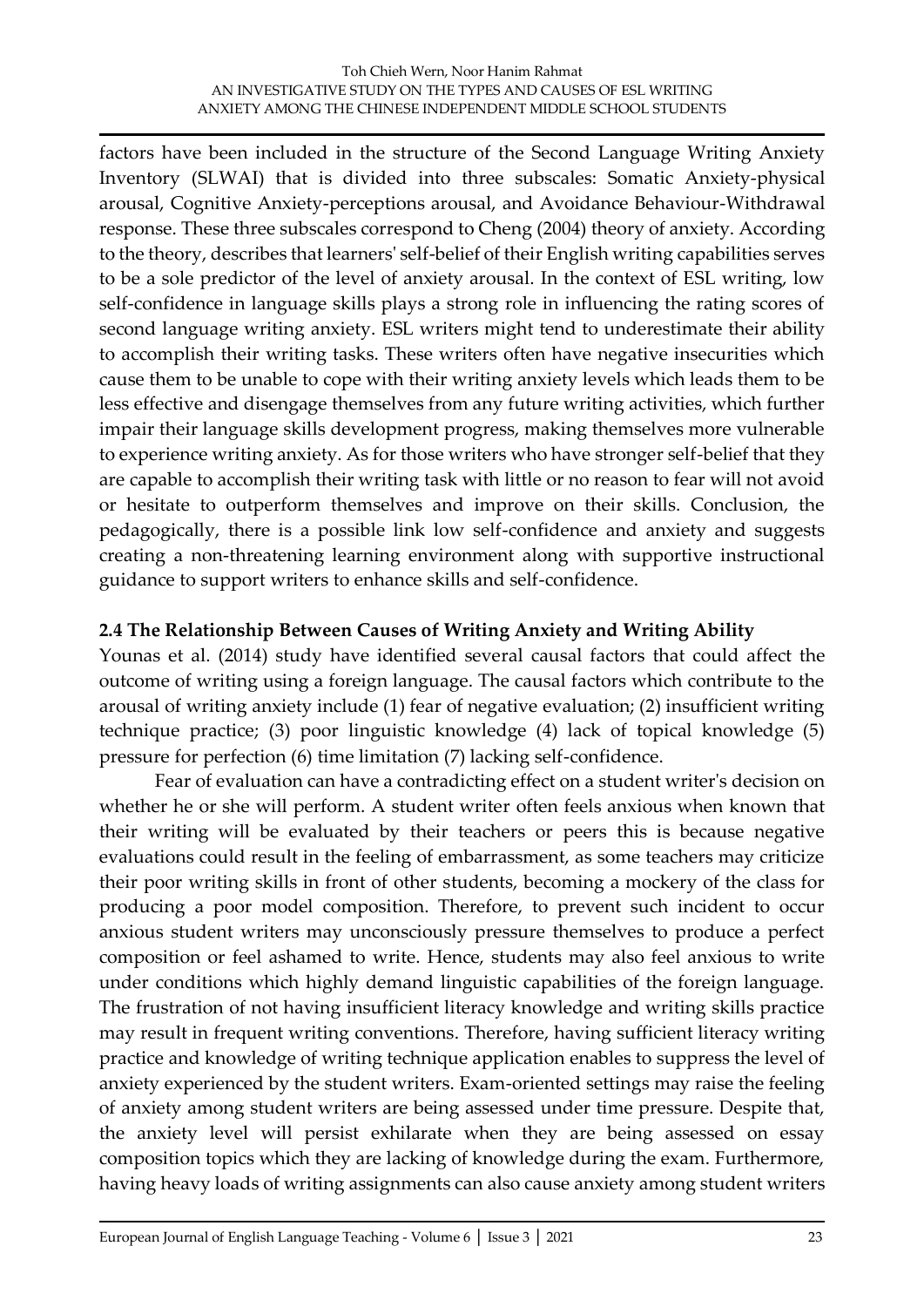factors have been included in the structure of the Second Language Writing Anxiety Inventory (SLWAI) that is divided into three subscales: Somatic Anxiety-physical arousal, Cognitive Anxiety-perceptions arousal, and Avoidance Behaviour-Withdrawal response. These three subscales correspond to Cheng (2004) theory of anxiety. According to the theory, describes that learners' self-belief of their English writing capabilities serves to be a sole predictor of the level of anxiety arousal. In the context of ESL writing, low self-confidence in language skills plays a strong role in influencing the rating scores of second language writing anxiety. ESL writers might tend to underestimate their ability to accomplish their writing tasks. These writers often have negative insecurities which cause them to be unable to cope with their writing anxiety levels which leads them to be less effective and disengage themselves from any future writing activities, which further impair their language skills development progress, making themselves more vulnerable to experience writing anxiety. As for those writers who have stronger self-belief that they are capable to accomplish their writing task with little or no reason to fear will not avoid or hesitate to outperform themselves and improve on their skills. Conclusion, the pedagogically, there is a possible link low self-confidence and anxiety and suggests creating a non-threatening learning environment along with supportive instructional guidance to support writers to enhance skills and self-confidence.

### 2.4 The Relationship Between Causes of Writing Anxiety and Writing Ability

Younas et al. (2014) study have identified several causal factors that could affect the outcome of writing using a foreign language. The causal factors which contribute to the arousal of writing anxiety include (1) fear of negative evaluation; (2) insufficient writing technique practice; (3) poor linguistic knowledge (4) lack of topical knowledge (5) pressure for perfection (6) time limitation (7) lacking self-confidence.

Fear of evaluation can have a contradicting effect on a student writer's decision on whether he or she will perform. A student writer often feels anxious when known that their writing will be evaluated by their teachers or peers this is because negative evaluations could result in the feeling of embarrassment, as some teachers may criticize their poor writing skills in front of other students, becoming a mockery of the class for producing a poor model composition. Therefore, to prevent such incident to occur anxious student writers may unconsciously pressure themselves to produce a perfect composition or feel ashamed to write. Hence, students may also feel anxious to write under conditions which highly demand linguistic capabilities of the foreign language. The frustration of not having insufficient literacy knowledge and writing skills practice may result in frequent writing conventions. Therefore, having sufficient literacy writing practice and knowledge of writing technique application enables to suppress the level of anxiety experienced by the student writers. Exam-oriented settings may raise the feeling of anxiety among student writers are being assessed under time pressure. Despite that, the anxiety level will persist exhilarate when they are being assessed on essay composition topics which they are lacking of knowledge during the exam. Furthermore, having heavy loads of writing assignments can also cause anxiety among student writers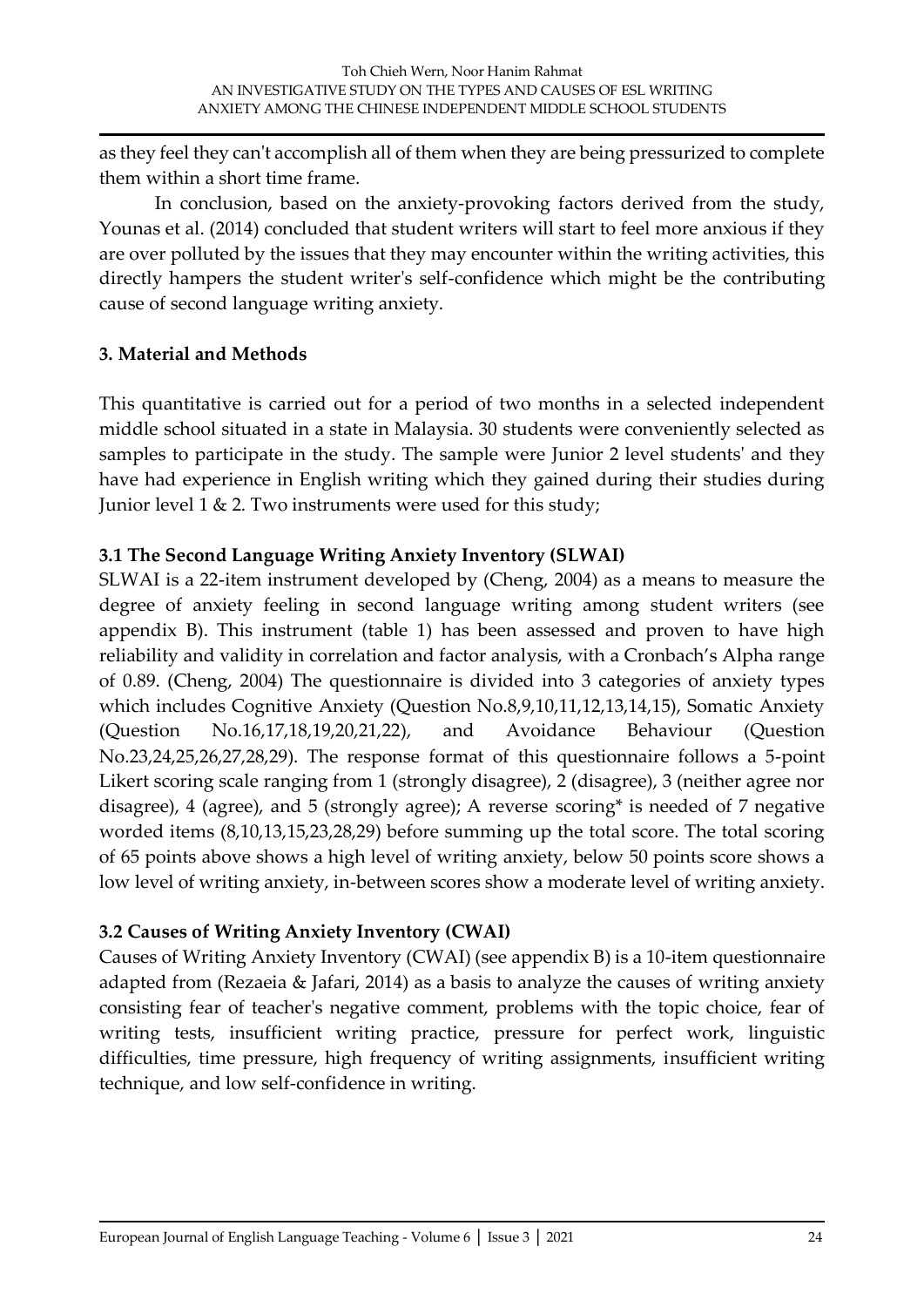as they feel they can't accomplish all of them when they are being pressurized to complete them within a short time frame.

In conclusion, based on the anxiety-provoking factors derived from the study, Younas et al. (2014) concluded that student writers will start to feel more anxious if they are over polluted by the issues that they may encounter within the writing activities, this directly hampers the student writer's self-confidence which might be the contributing cause of second language writing anxiety.

## 3. Material and Methods

This quantitative is carried out for a period of two months in a selected independent middle school situated in a state in Malaysia. 30 students were conveniently selected as samples to participate in the study. The sample were Junior 2 level students' and they have had experience in English writing which they gained during their studies during Junior level 1 & 2. Two instruments were used for this study;

### 3.1 The Second Language Writing Anxiety Inventory (SLWAI)

SLWAI is a 22-item instrument developed by (Cheng, 2004) as a means to measure the degree of anxiety feeling in second language writing among student writers (see appendix B). This instrument (table 1) has been assessed and proven to have high reliability and validity in correlation and factor analysis, with a Cronbach's Alpha range of 0.89. (Cheng, 2004) The questionnaire is divided into 3 categories of anxiety types which includes Cognitive Anxiety (Question No.8,9,10,11,12,13,14,15), Somatic Anxiety (Question No.16,17,18,19,20,21,22), and Avoidance Behaviour (Question No.23,24,25,26,27,28,29). The response format of this questionnaire follows a 5-point Likert scoring scale ranging from 1 (strongly disagree), 2 (disagree), 3 (neither agree nor disagree), 4 (agree), and 5 (strongly agree); A reverse scoring* is needed of 7 negative worded items (8,10,13,15,23,28,29) before summing up the total score. The total scoring of 65 points above shows a high level of writing anxiety, below 50 points score shows a low level of writing anxiety, in-between scores show a moderate level of writing anxiety.

### 3.2 Causes of Writing Anxiety Inventory (CWAI)

Causes of Writing Anxiety Inventory (CWAI) (see appendix B) is a 10-item questionnaire adapted from (Rezaeia & Jafari, 2014) as a basis to analyze the causes of writing anxiety consisting fear of teacher's negative comment, problems with the topic choice, fear of writing tests, insufficient writing practice, pressure for perfect work, linguistic difficulties, time pressure, high frequency of writing assignments, insufficient writing technique, and low self-confidence in writing.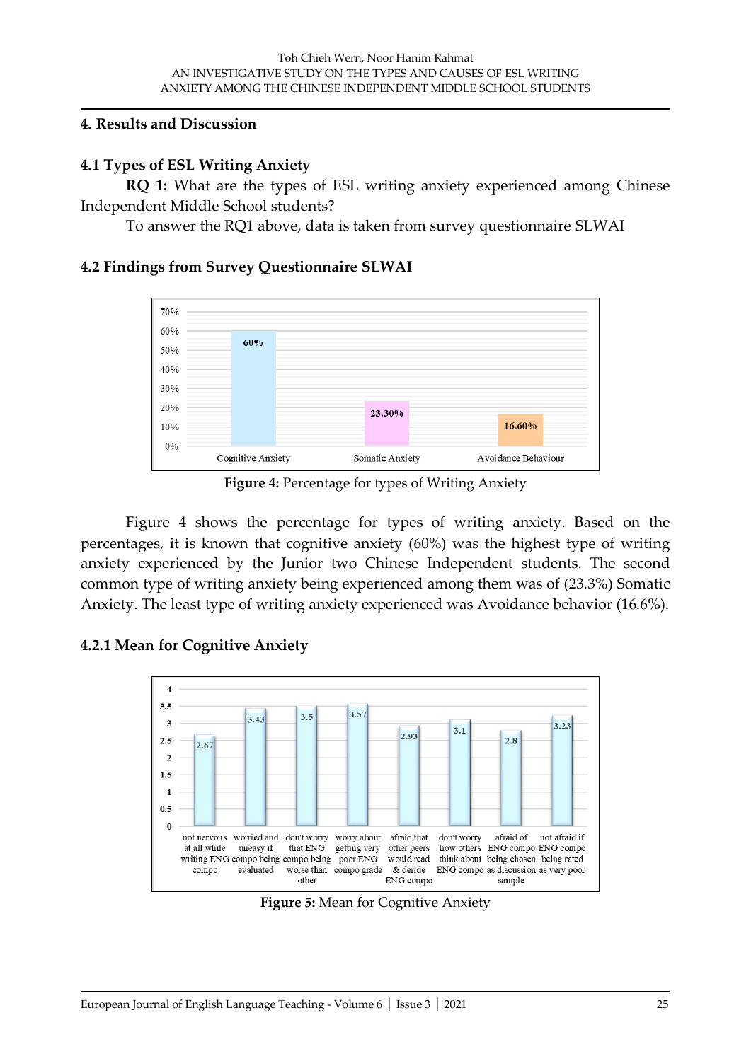## 4. Results and Discussion

### 4.1 Types of ESL Writing Anxiety

**RQ 1:** What are the types of ESL writing anxiety experienced among Chinese Independent Middle School students?

To answer the RQ1 above, data is taken from survey questionnaire SLWAI

### 4.2 Findings from Survey Questionnaire SLWAI

**Figure 4:** Percentage for types of Writing Anxiety

Figure 4 shows the percentage for types of writing anxiety. Based on the percentages, it is known that cognitive anxiety (60%) was the highest type of writing anxiety experienced by the Junior two Chinese Independent students. The second common type of writing anxiety being experienced among them was of (23.3%) Somatic Anxiety. The least type of writing anxiety experienced was Avoidance behavior (16.6%).

#### 4.2.1 Mean for Cognitive Anxiety

**Figure 5:** Mean for Cognitive Anxiety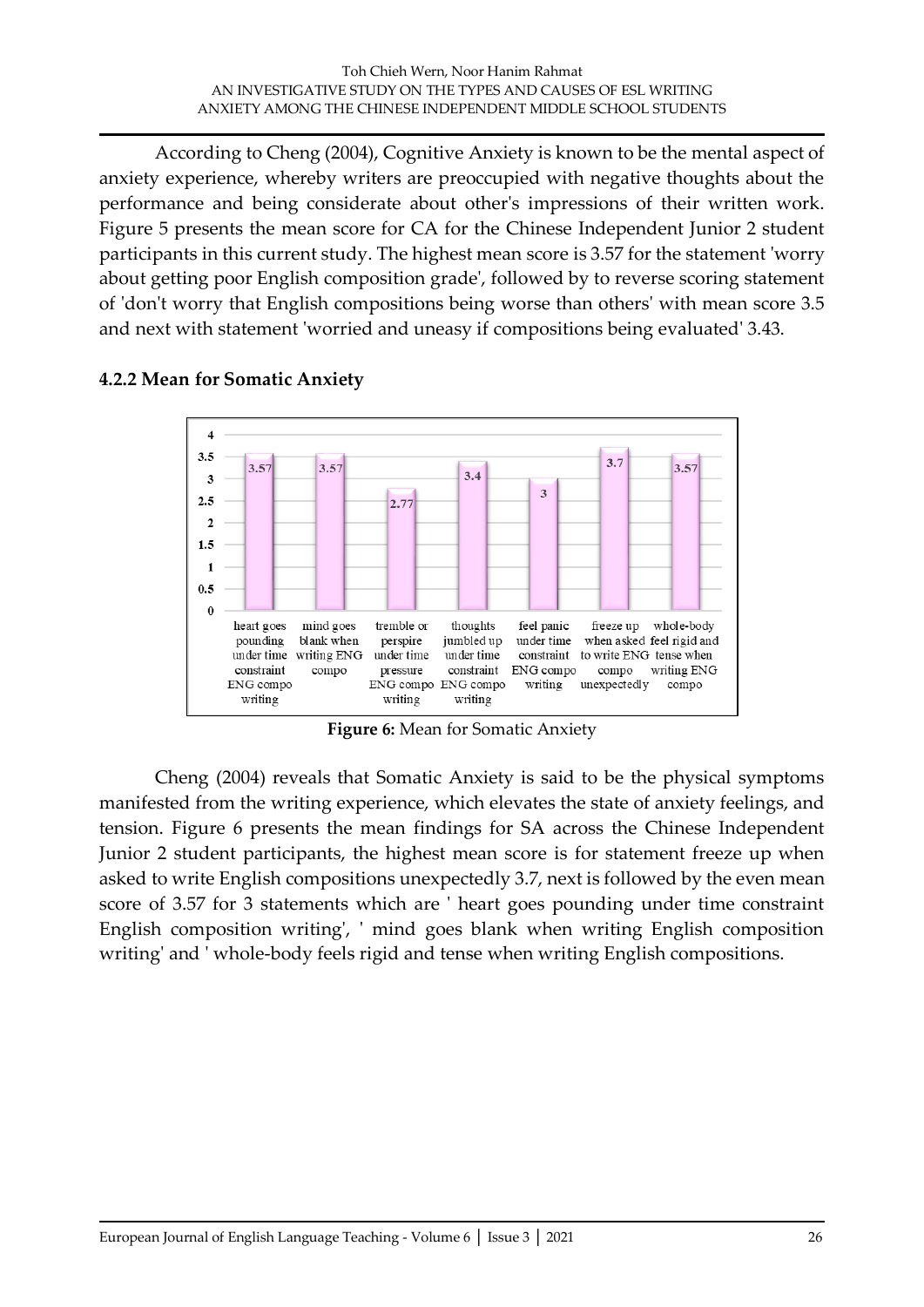According to Cheng (2004), Cognitive Anxiety is known to be the mental aspect of anxiety experience, whereby writers are preoccupied with negative thoughts about the performance and being considerate about other's impressions of their written work. Figure 5 presents the mean score for CA for the Chinese Independent Junior 2 student participants in this current study. The highest mean score is 3.57 for the statement 'worry about getting poor English composition grade', followed by to reverse scoring statement of 'don't worry that English compositions being worse than others' with mean score 3.5 and next with statement 'worried and uneasy if compositions being evaluated' 3.43.

### 4.2.2 Mean for Somatic Anxiety

| Statement | Mean |
|---|---|
| heart goes pounding under time constraint ENG compo writing | 3.57 |
| mind goes blank when writing ENG compo | 3.57 |
| tremble or perspire under time pressure ENG compo writing | 2.77 |
| thoughts jumbled up under time constraint ENG compo writing | 3.4 |
| feel panic under time constraint ENG compo writing | 3 |
| freeze up when asked to write ENG compo unexpectedly | 3.7 |
| whole-body feel rigid and tense when writing ENG compo | 3.57 |

**Figure 6:** Mean for Somatic Anxiety

Cheng (2004) reveals that Somatic Anxiety is said to be the physical symptoms manifested from the writing experience, which elevates the state of anxiety feelings, and tension. Figure 6 presents the mean findings for SA across the Chinese Independent Junior 2 student participants, the highest mean score is for statement freeze up when asked to write English compositions unexpectedly 3.7, next is followed by the even mean score of 3.57 for 3 statements which are ' heart goes pounding under time constraint English composition writing', ' mind goes blank when writing English composition writing' and ' whole-body feels rigid and tense when writing English compositions.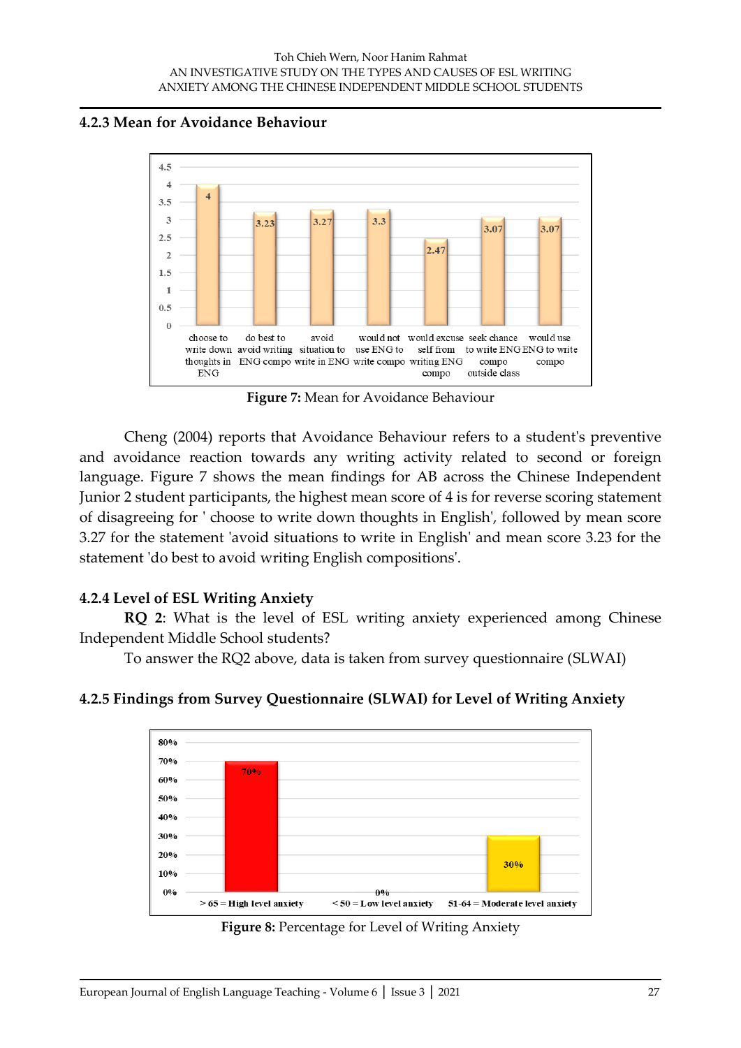### 4.2.3 Mean for Avoidance Behaviour

Figure 7: Mean for Avoidance Behaviour

Cheng (2004) reports that Avoidance Behaviour refers to a student's preventive and avoidance reaction towards any writing activity related to second or foreign language. Figure 7 shows the mean findings for AB across the Chinese Independent Junior 2 student participants, the highest mean score of 4 is for reverse scoring statement of disagreeing for ' choose to write down thoughts in English', followed by mean score 3.27 for the statement 'avoid situations to write in English' and mean score 3.23 for the statement 'do best to avoid writing English compositions'.

### 4.2.4 Level of ESL Writing Anxiety

**RQ 2**: What is the level of ESL writing anxiety experienced among Chinese Independent Middle School students?

To answer the RQ2 above, data is taken from survey questionnaire (SLWAI)

### 4.2.5 Findings from Survey Questionnaire (SLWAI) for Level of Writing Anxiety

Figure 8: Percentage for Level of Writing Anxiety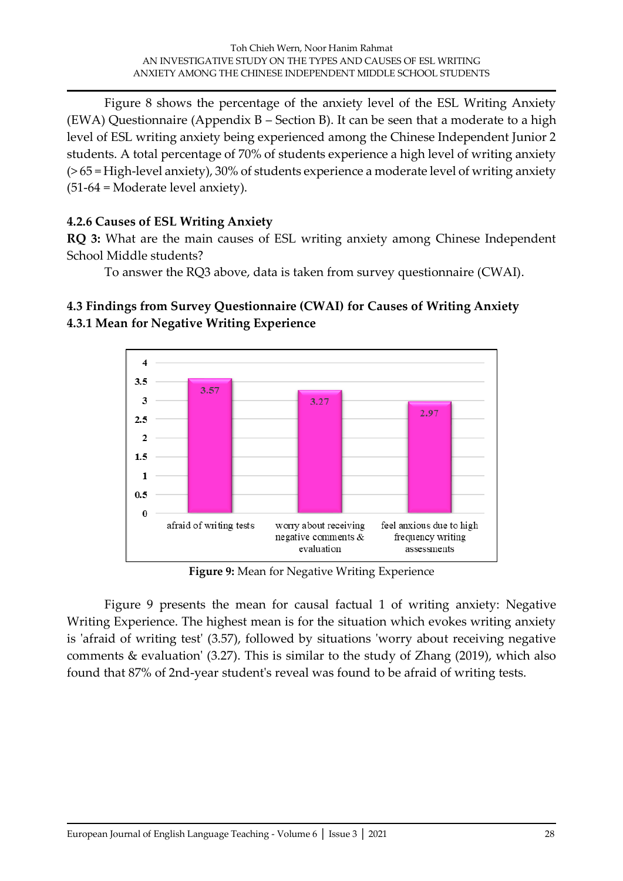Figure 8 shows the percentage of the anxiety level of the ESL Writing Anxiety (EWA) Questionnaire (Appendix B – Section B). It can be seen that a moderate to a high level of ESL writing anxiety being experienced among the Chinese Independent Junior 2 students. A total percentage of 70% of students experience a high level of writing anxiety (> 65 = High-level anxiety), 30% of students experience a moderate level of writing anxiety (51-64 = Moderate level anxiety).

### 4.2.6 Causes of ESL Writing Anxiety

**RQ 3:** What are the main causes of ESL writing anxiety among Chinese Independent School Middle students?

To answer the RQ3 above, data is taken from survey questionnaire (CWAI).

## 4.3 Findings from Survey Questionnaire (CWAI) for Causes of Writing Anxiety

### 4.3.1 Mean for Negative Writing Experience

| Item | Mean |
| --- | --- |
| afraid of writing tests | 3.57 |
| worry about receiving negative comments & evaluation | 3.27 |
| feel anxious due to high frequency writing assessments | 2.97 |

**Figure 9:** Mean for Negative Writing Experience

Figure 9 presents the mean for causal factual 1 of writing anxiety: Negative Writing Experience. The highest mean is for the situation which evokes writing anxiety is 'afraid of writing test' (3.57), followed by situations 'worry about receiving negative comments & evaluation' (3.27). This is similar to the study of Zhang (2019), which also found that 87% of 2nd-year student's reveal was found to be afraid of writing tests.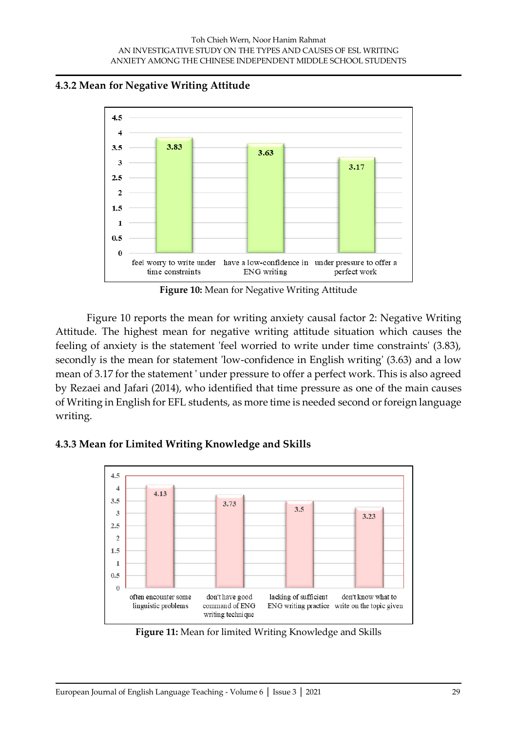### 4.3.2 Mean for Negative Writing Attitude

Figure 10: Mean for Negative Writing Attitude

Figure 10 reports the mean for writing anxiety causal factor 2: Negative Writing Attitude. The highest mean for negative writing attitude situation which causes the feeling of anxiety is the statement 'feel worried to write under time constraints' (3.83), secondly is the mean for statement 'low-confidence in English writing' (3.63) and a low mean of 3.17 for the statement ' under pressure to offer a perfect work. This is also agreed by Rezaei and Jafari (2014), who identified that time pressure as one of the main causes of Writing in English for EFL students, as more time is needed second or foreign language writing.

### 4.3.3 Mean for Limited Writing Knowledge and Skills

Figure 11: Mean for limited Writing Knowledge and Skills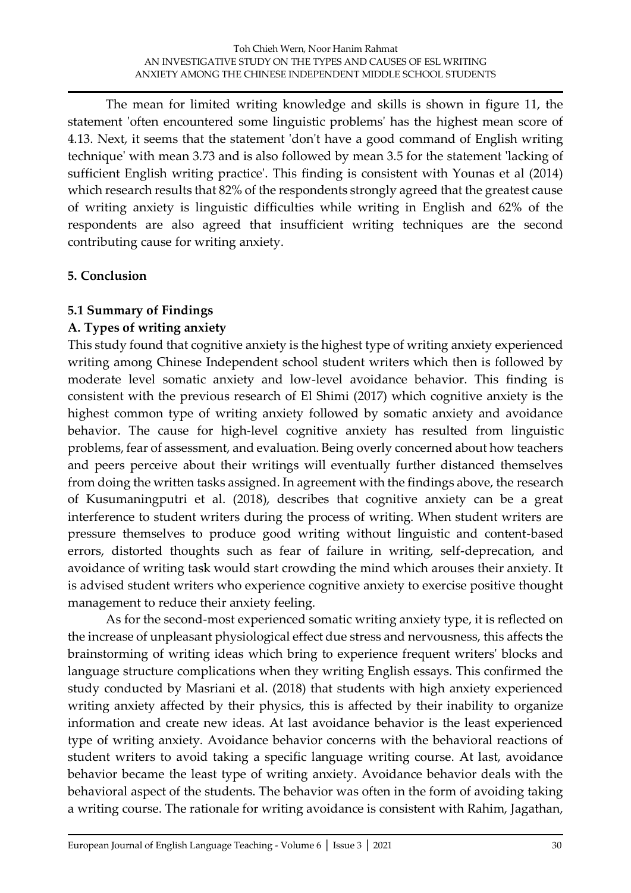The mean for limited writing knowledge and skills is shown in figure 11, the statement 'often encountered some linguistic problems' has the highest mean score of 4.13. Next, it seems that the statement 'don't have a good command of English writing technique' with mean 3.73 and is also followed by mean 3.5 for the statement 'lacking of sufficient English writing practice'. This finding is consistent with Younas et al (2014) which research results that 82% of the respondents strongly agreed that the greatest cause of writing anxiety is linguistic difficulties while writing in English and 62% of the respondents are also agreed that insufficient writing techniques are the second contributing cause for writing anxiety.

## 5. Conclusion

### 5.1 Summary of Findings

#### A. Types of writing anxiety

This study found that cognitive anxiety is the highest type of writing anxiety experienced writing among Chinese Independent school student writers which then is followed by moderate level somatic anxiety and low-level avoidance behavior. This finding is consistent with the previous research of El Shimi (2017) which cognitive anxiety is the highest common type of writing anxiety followed by somatic anxiety and avoidance behavior. The cause for high-level cognitive anxiety has resulted from linguistic problems, fear of assessment, and evaluation. Being overly concerned about how teachers and peers perceive about their writings will eventually further distanced themselves from doing the written tasks assigned. In agreement with the findings above, the research of Kusumaningputri et al. (2018), describes that cognitive anxiety can be a great interference to student writers during the process of writing. When student writers are pressure themselves to produce good writing without linguistic and content-based errors, distorted thoughts such as fear of failure in writing, self-deprecation, and avoidance of writing task would start crowding the mind which arouses their anxiety. It is advised student writers who experience cognitive anxiety to exercise positive thought management to reduce their anxiety feeling.

As for the second-most experienced somatic writing anxiety type, it is reflected on the increase of unpleasant physiological effect due stress and nervousness, this affects the brainstorming of writing ideas which bring to experience frequent writers' blocks and language structure complications when they writing English essays. This confirmed the study conducted by Masriani et al. (2018) that students with high anxiety experienced writing anxiety affected by their physics, this is affected by their inability to organize information and create new ideas. At last avoidance behavior is the least experienced type of writing anxiety. Avoidance behavior concerns with the behavioral reactions of student writers to avoid taking a specific language writing course. At last, avoidance behavior became the least type of writing anxiety. Avoidance behavior deals with the behavioral aspect of the students. The behavior was often in the form of avoiding taking a writing course. The rationale for writing avoidance is consistent with Rahim, Jagathan,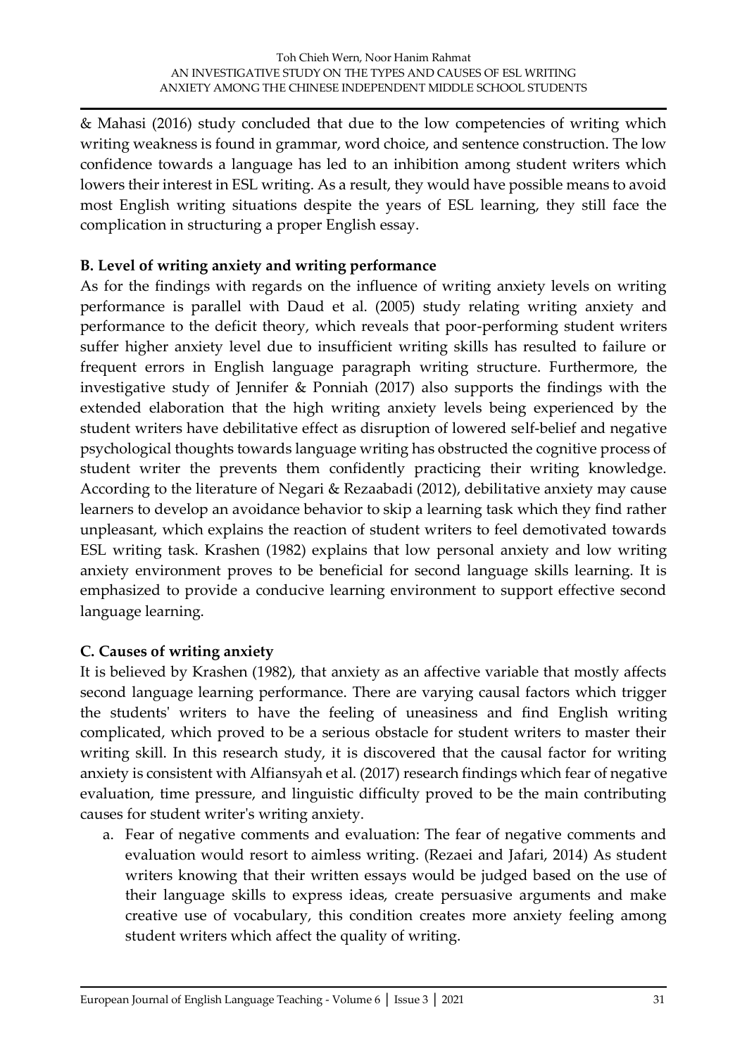& Mahasi (2016) study concluded that due to the low competencies of writing which writing weakness is found in grammar, word choice, and sentence construction. The low confidence towards a language has led to an inhibition among student writers which lowers their interest in ESL writing. As a result, they would have possible means to avoid most English writing situations despite the years of ESL learning, they still face the complication in structuring a proper English essay.

### B. Level of writing anxiety and writing performance

As for the findings with regards on the influence of writing anxiety levels on writing performance is parallel with Daud et al. (2005) study relating writing anxiety and performance to the deficit theory, which reveals that poor-performing student writers suffer higher anxiety level due to insufficient writing skills has resulted to failure or frequent errors in English language paragraph writing structure. Furthermore, the investigative study of Jennifer & Ponniah (2017) also supports the findings with the extended elaboration that the high writing anxiety levels being experienced by the student writers have debilitative effect as disruption of lowered self-belief and negative psychological thoughts towards language writing has obstructed the cognitive process of student writer the prevents them confidently practicing their writing knowledge. According to the literature of Negari & Rezaabadi (2012), debilitative anxiety may cause learners to develop an avoidance behavior to skip a learning task which they find rather unpleasant, which explains the reaction of student writers to feel demotivated towards ESL writing task. Krashen (1982) explains that low personal anxiety and low writing anxiety environment proves to be beneficial for second language skills learning. It is emphasized to provide a conducive learning environment to support effective second language learning.

### C. Causes of writing anxiety

It is believed by Krashen (1982), that anxiety as an affective variable that mostly affects second language learning performance. There are varying causal factors which trigger the students' writers to have the feeling of uneasiness and find English writing complicated, which proved to be a serious obstacle for student writers to master their writing skill. In this research study, it is discovered that the causal factor for writing anxiety is consistent with Alfiansyah et al. (2017) research findings which fear of negative evaluation, time pressure, and linguistic difficulty proved to be the main contributing causes for student writer's writing anxiety.

a. Fear of negative comments and evaluation: The fear of negative comments and evaluation would resort to aimless writing. (Rezaei and Jafari, 2014) As student writers knowing that their written essays would be judged based on the use of their language skills to express ideas, create persuasive arguments and make creative use of vocabulary, this condition creates more anxiety feeling among student writers which affect the quality of writing.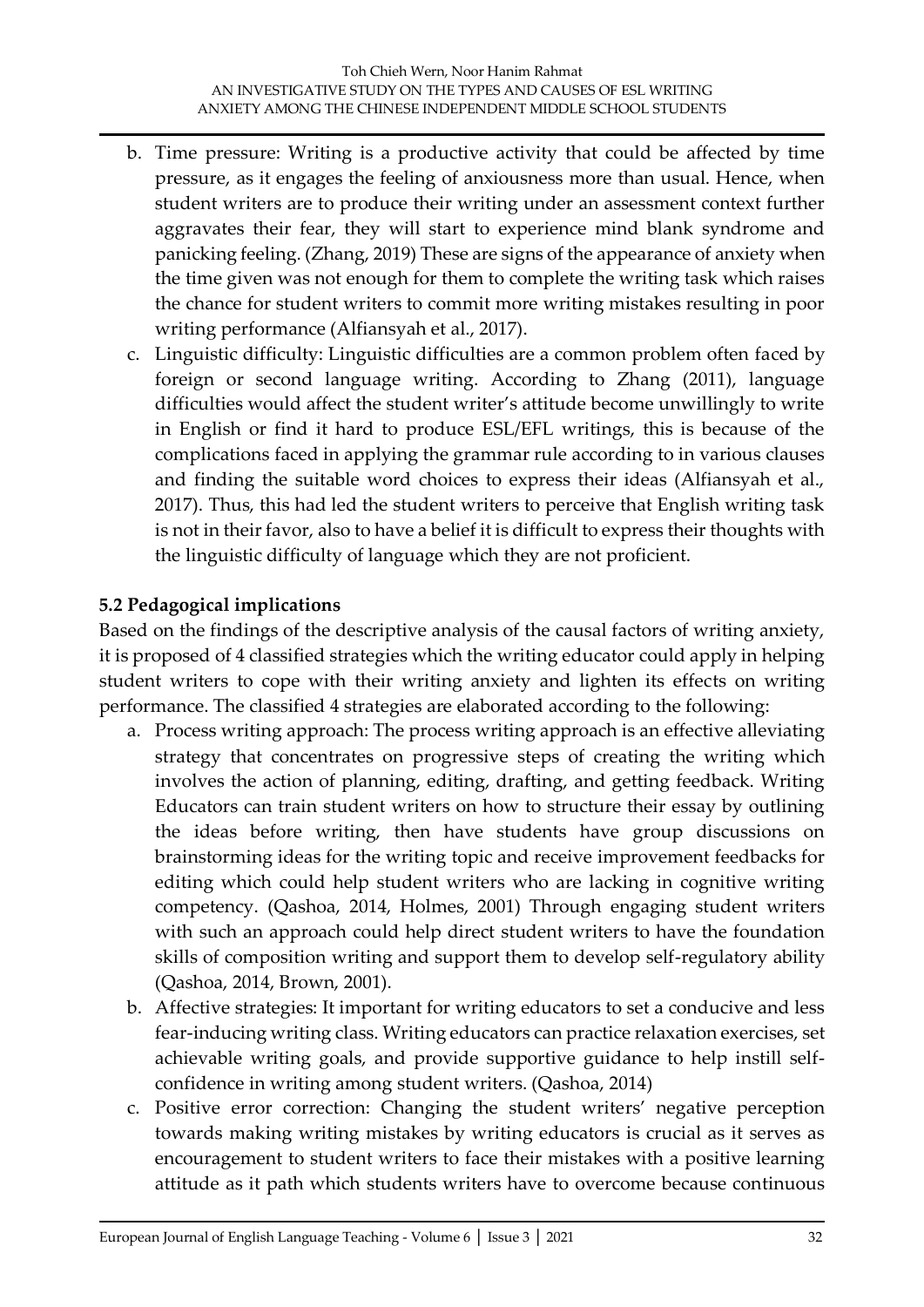b. Time pressure: Writing is a productive activity that could be affected by time pressure, as it engages the feeling of anxiousness more than usual. Hence, when student writers are to produce their writing under an assessment context further aggravates their fear, they will start to experience mind blank syndrome and panicking feeling. (Zhang, 2019) These are signs of the appearance of anxiety when the time given was not enough for them to complete the writing task which raises the chance for student writers to commit more writing mistakes resulting in poor writing performance (Alfiansyah et al., 2017).

c. Linguistic difficulty: Linguistic difficulties are a common problem often faced by foreign or second language writing. According to Zhang (2011), language difficulties would affect the student writer's attitude become unwillingly to write in English or find it hard to produce ESL/EFL writings, this is because of the complications faced in applying the grammar rule according to in various clauses and finding the suitable word choices to express their ideas (Alfiansyah et al., 2017). Thus, this had led the student writers to perceive that English writing task is not in their favor, also to have a belief it is difficult to express their thoughts with the linguistic difficulty of language which they are not proficient.

### 5.2 Pedagogical implications

Based on the findings of the descriptive analysis of the causal factors of writing anxiety, it is proposed of 4 classified strategies which the writing educator could apply in helping student writers to cope with their writing anxiety and lighten its effects on writing performance. The classified 4 strategies are elaborated according to the following:

a. Process writing approach: The process writing approach is an effective alleviating strategy that concentrates on progressive steps of creating the writing which involves the action of planning, editing, drafting, and getting feedback. Writing Educators can train student writers on how to structure their essay by outlining the ideas before writing, then have students have group discussions on brainstorming ideas for the writing topic and receive improvement feedbacks for editing which could help student writers who are lacking in cognitive writing competency. (Qashoa, 2014, Holmes, 2001) Through engaging student writers with such an approach could help direct student writers to have the foundation skills of composition writing and support them to develop self-regulatory ability (Qashoa, 2014, Brown, 2001).

b. Affective strategies: It important for writing educators to set a conducive and less fear-inducing writing class. Writing educators can practice relaxation exercises, set achievable writing goals, and provide supportive guidance to help instill self-confidence in writing among student writers. (Qashoa, 2014)

c. Positive error correction: Changing the student writers' negative perception towards making writing mistakes by writing educators is crucial as it serves as encouragement to student writers to face their mistakes with a positive learning attitude as it path which students writers have to overcome because continuous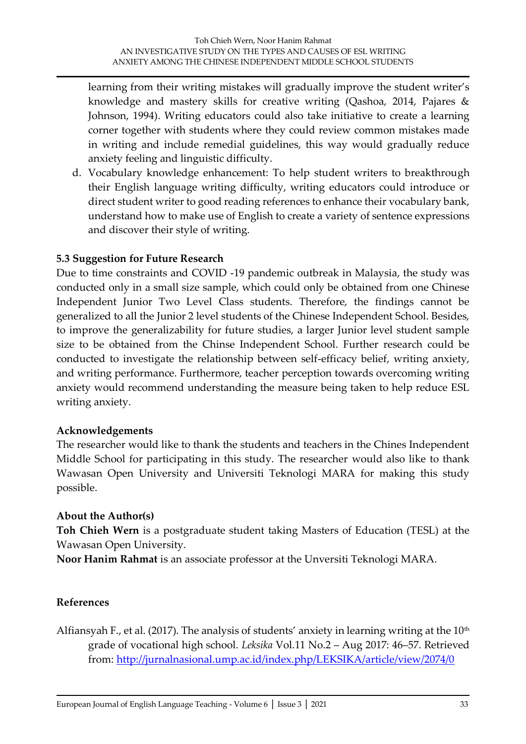learning from their writing mistakes will gradually improve the student writer's knowledge and mastery skills for creative writing (Qashoa, 2014, Pajares & Johnson, 1994). Writing educators could also take initiative to create a learning corner together with students where they could review common mistakes made in writing and include remedial guidelines, this way would gradually reduce anxiety feeling and linguistic difficulty.

d. Vocabulary knowledge enhancement: To help student writers to breakthrough their English language writing difficulty, writing educators could introduce or direct student writer to good reading references to enhance their vocabulary bank, understand how to make use of English to create a variety of sentence expressions and discover their style of writing.

### 5.3 Suggestion for Future Research

Due to time constraints and COVID -19 pandemic outbreak in Malaysia, the study was conducted only in a small size sample, which could only be obtained from one Chinese Independent Junior Two Level Class students. Therefore, the findings cannot be generalized to all the Junior 2 level students of the Chinese Independent School. Besides, to improve the generalizability for future studies, a larger Junior level student sample size to be obtained from the Chinse Independent School. Further research could be conducted to investigate the relationship between self-efficacy belief, writing anxiety, and writing performance. Furthermore, teacher perception towards overcoming writing anxiety would recommend understanding the measure being taken to help reduce ESL writing anxiety.

### Acknowledgements

The researcher would like to thank the students and teachers in the Chines Independent Middle School for participating in this study. The researcher would also like to thank Wawasan Open University and Universiti Teknologi MARA for making this study possible.

### About the Author(s)

**Toh Chieh Wern** is a postgraduate student taking Masters of Education (TESL) at the Wawasan Open University.

**Noor Hanim Rahmat** is an associate professor at the Unversiti Teknologi MARA.

### References

Alfiansyah F., et al. (2017). The analysis of students' anxiety in learning writing at the 10th grade of vocational high school. *Leksika* Vol.11 No.2 – Aug 2017: 46–57. Retrieved from: http://jurnalnasional.ump.ac.id/index.php/LEKSIKA/article/view/2074/0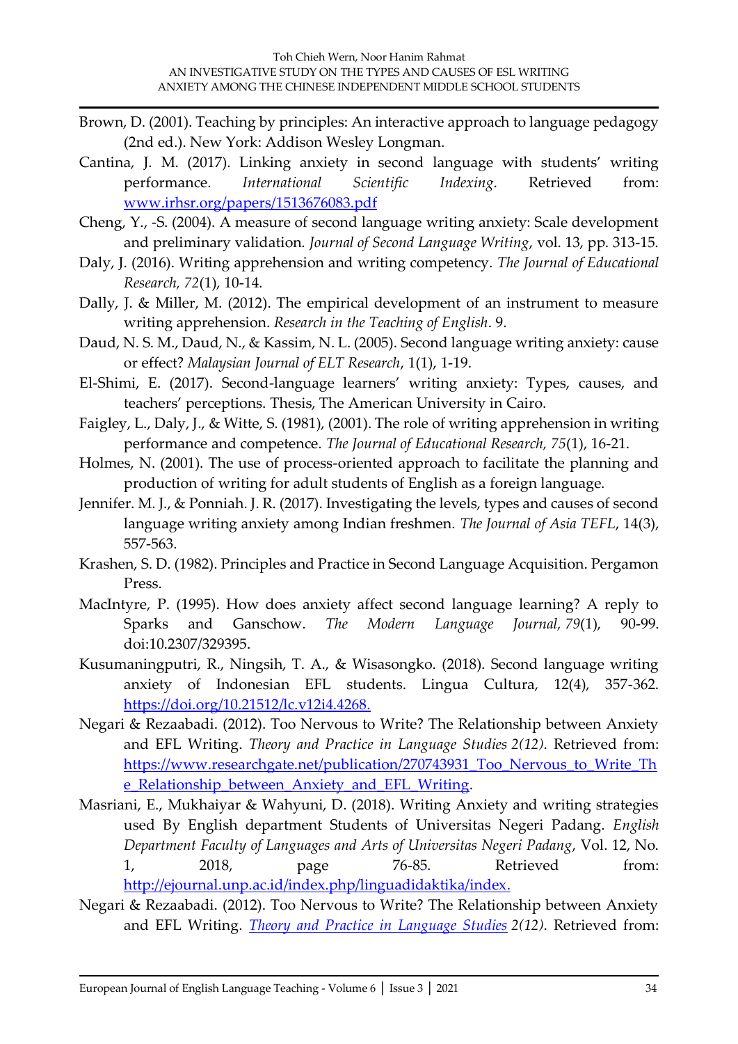Brown, D. (2001). Teaching by principles: An interactive approach to language pedagogy (2nd ed.). New York: Addison Wesley Longman.

Cantina, J. M. (2017). Linking anxiety in second language with students' writing performance. *International Scientific Indexing*. Retrieved from: [www.irhsr.org/papers/1513676083.pdf](www.irhsr.org/papers/1513676083.pdf)

Cheng, Y., -S. (2004). A measure of second language writing anxiety: Scale development and preliminary validation. *Journal of Second Language Writing*, vol. 13, pp. 313-15.

Daly, J. (2016). Writing apprehension and writing competency. *The Journal of Educational Research, 72*(1), 10-14.

Dally, J. & Miller, M. (2012). The empirical development of an instrument to measure writing apprehension. *Research in the Teaching of English*. 9.

Daud, N. S. M., Daud, N., & Kassim, N. L. (2005). Second language writing anxiety: cause or effect? *Malaysian Journal of ELT Research*, 1(1), 1-19.

El-Shimi, E. (2017). Second-language learners' writing anxiety: Types, causes, and teachers' perceptions. Thesis, The American University in Cairo.

Faigley, L., Daly, J., & Witte, S. (1981), (2001). The role of writing apprehension in writing performance and competence. *The Journal of Educational Research, 75*(1), 16-21.

Holmes, N. (2001). The use of process-oriented approach to facilitate the planning and production of writing for adult students of English as a foreign language.

Jennifer. M. J., & Ponniah. J. R. (2017). Investigating the levels, types and causes of second language writing anxiety among Indian freshmen. *The Journal of Asia TEFL*, 14(3), 557-563.

Krashen, S. D. (1982). Principles and Practice in Second Language Acquisition. Pergamon Press.

MacIntyre, P. (1995). How does anxiety affect second language learning? A reply to Sparks and Ganschow. *The Modern Language Journal, 79*(1), 90-99. doi:10.2307/329395.

Kusumaningputri, R., Ningsih, T. A., & Wisasongko. (2018). Second language writing anxiety of Indonesian EFL students. Lingua Cultura, 12(4), 357-362. [https://doi.org/10.21512/lc.v12i4.4268.](https://doi.org/10.21512/lc.v12i4.4268)

Negari & Rezaabadi. (2012). Too Nervous to Write? The Relationship between Anxiety and EFL Writing. *Theory and Practice in Language Studies 2(12)*. Retrieved from: [https://www.researchgate.net/publication/270743931_Too_Nervous_to_Write_The_Relationship_between_Anxiety_and_EFL_Writing](https://www.researchgate.net/publication/270743931_Too_Nervous_to_Write_The_Relationship_between_Anxiety_and_EFL_Writing).

Masriani, E., Mukhaiyar & Wahyuni, D. (2018). Writing Anxiety and writing strategies used By English department Students of Universitas Negeri Padang. *English Department Faculty of Languages and Arts of Universitas Negeri Padang*, Vol. 12, No. 1, 2018, page 76-85. Retrieved from: [http://ejournal.unp.ac.id/index.php/linguadidaktika/index.](http://ejournal.unp.ac.id/index.php/linguadidaktika/index)

Negari & Rezaabadi. (2012). Too Nervous to Write? The Relationship between Anxiety and EFL Writing. *Theory and Practice in Language Studies 2(12)*. Retrieved from: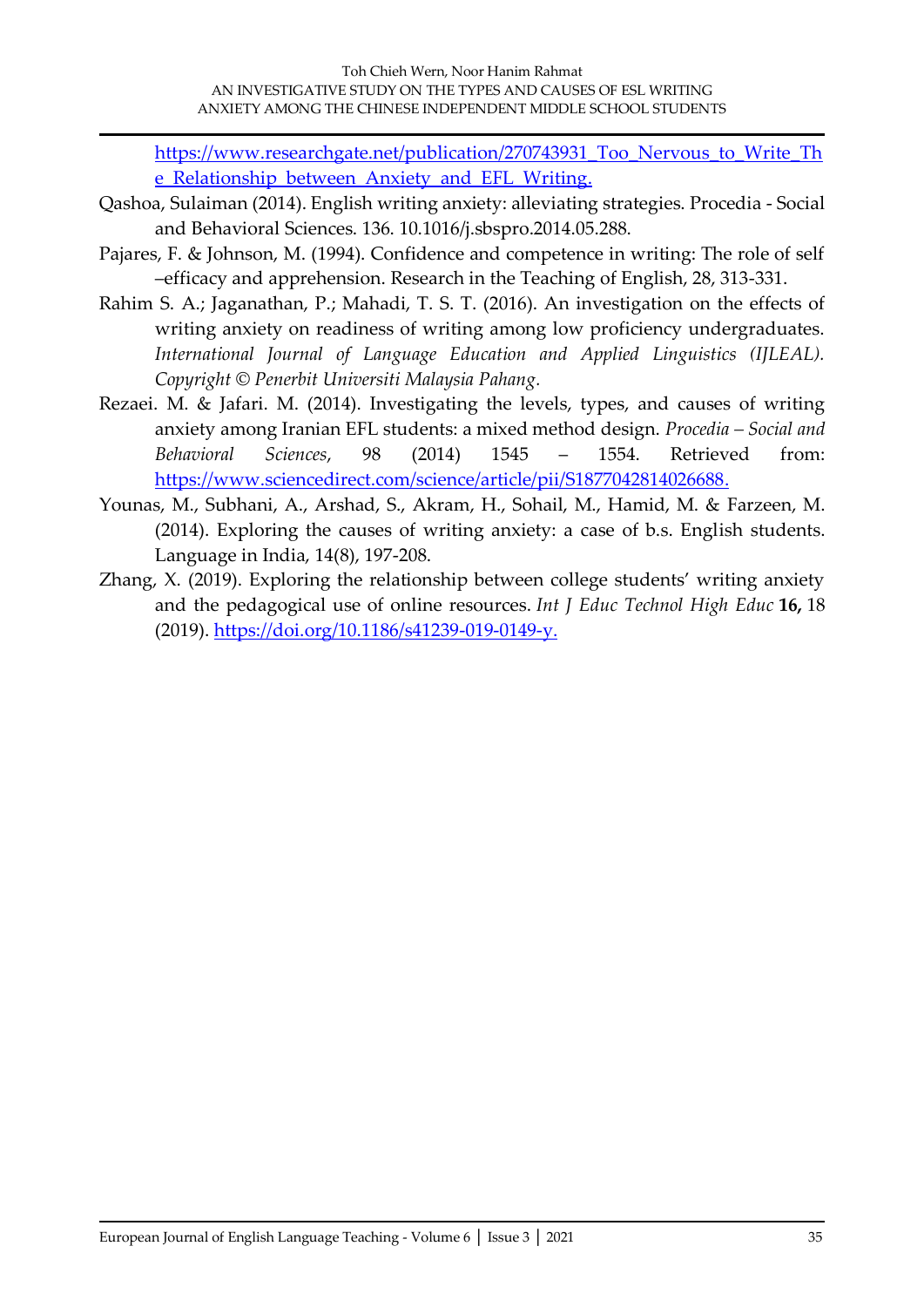https://www.researchgate.net/publication/270743931_Too_Nervous_to_Write_The_Relationship_between_Anxiety_and_EFL_Writing.

Qashoa, Sulaiman (2014). English writing anxiety: alleviating strategies. Procedia - Social and Behavioral Sciences. 136. 10.1016/j.sbspro.2014.05.288.

Pajares, F. & Johnson, M. (1994). Confidence and competence in writing: The role of self –efficacy and apprehension. Research in the Teaching of English, 28, 313-331.

Rahim S. A.; Jaganathan, P.; Mahadi, T. S. T. (2016). An investigation on the effects of writing anxiety on readiness of writing among low proficiency undergraduates. *International Journal of Language Education and Applied Linguistics (IJLEAL). Copyright © Penerbit Universiti Malaysia Pahang.*

Rezaei. M. & Jafari. M. (2014). Investigating the levels, types, and causes of writing anxiety among Iranian EFL students: a mixed method design. *Procedia – Social and Behavioral Sciences*, 98 (2014) 1545 – 1554. Retrieved from: https://www.sciencedirect.com/science/article/pii/S1877042814026688.

Younas, M., Subhani, A., Arshad, S., Akram, H., Sohail, M., Hamid, M. & Farzeen, M. (2014). Exploring the causes of writing anxiety: a case of b.s. English students. Language in India, 14(8), 197-208.

Zhang, X. (2019). Exploring the relationship between college students' writing anxiety and the pedagogical use of online resources. *Int J Educ Technol High Educ* **16,** 18 (2019). https://doi.org/10.1186/s41239-019-0149-y.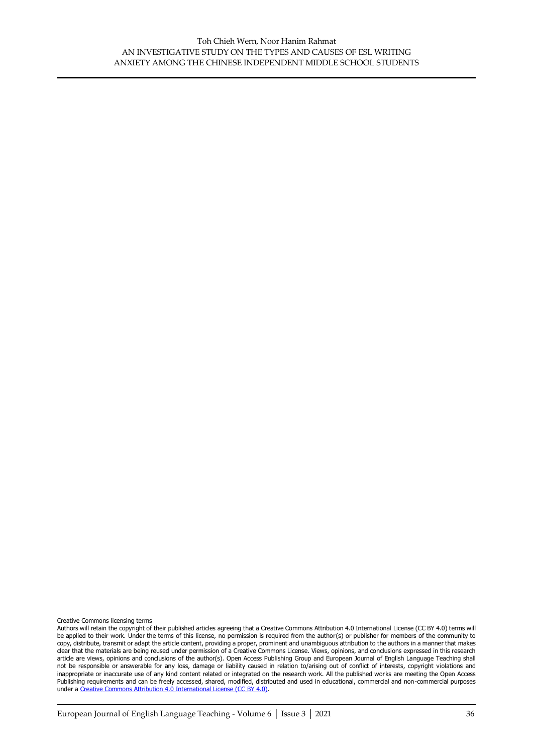Creative Commons licensing terms

Authors will retain the copyright of their published articles agreeing that a Creative Commons Attribution 4.0 International License (CC BY 4.0) terms will be applied to their work. Under the terms of this license, no permission is required from the author(s) or publisher for members of the community to copy, distribute, transmit or adapt the article content, providing a proper, prominent and unambiguous attribution to the authors in a manner that makes clear that the materials are being reused under permission of a Creative Commons License. Views, opinions, and conclusions expressed in this research article are views, opinions and conclusions of the author(s). Open Access Publishing Group and European Journal of English Language Teaching shall not be responsible or answerable for any loss, damage or liability caused in relation to/arising out of conflict of interests, copyright violations and inappropriate or inaccurate use of any kind content related or integrated on the research work. All the published works are meeting the Open Access Publishing requirements and can be freely accessed, shared, modified, distributed and used in educational, commercial and non-commercial purposes under a [Creative Commons Attribution 4.0 International License (CC BY 4.0)](https://creativecommons.org/licenses/by/4.0/).